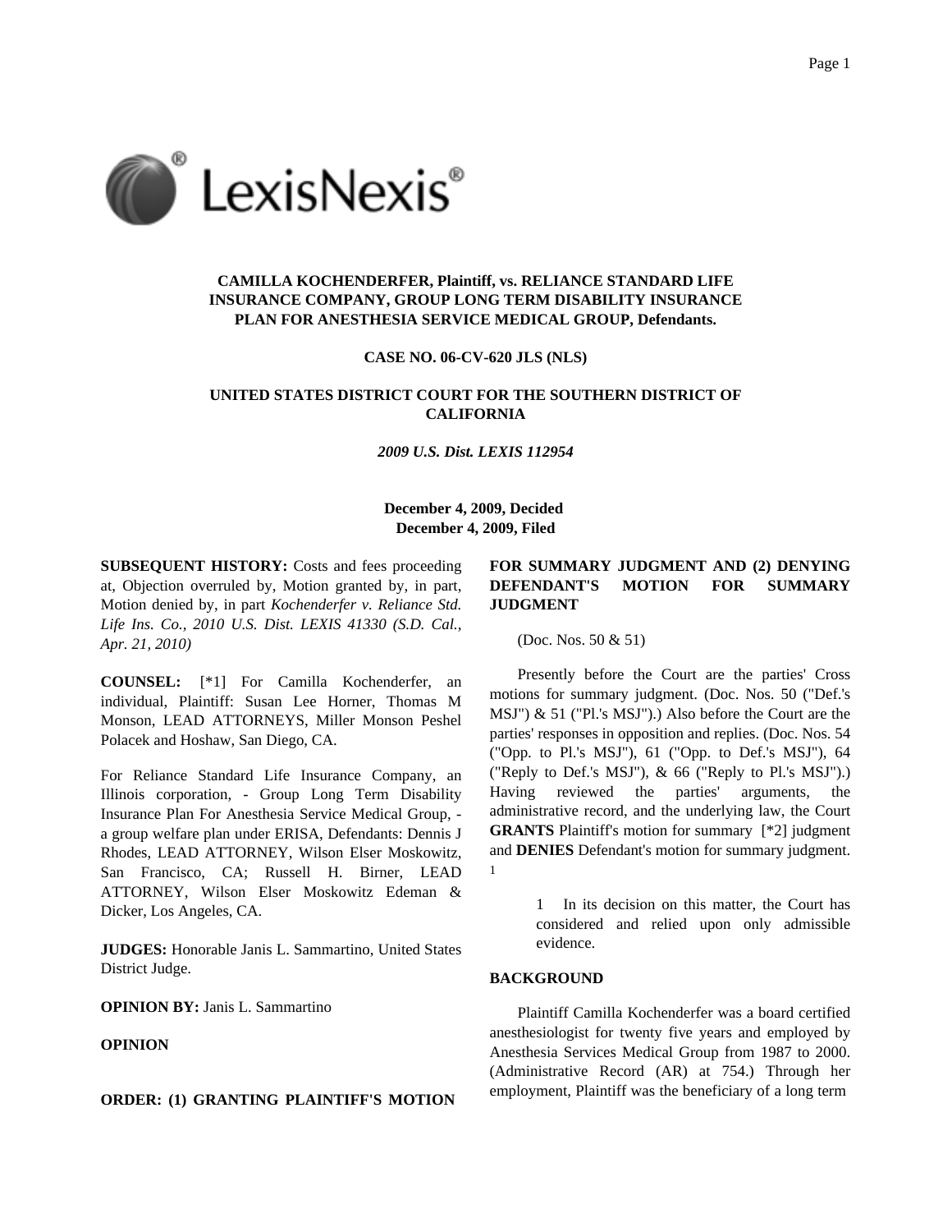**CAMILLA KOCHENDERFER, Plaintiff, vs. RELIANCE STANDARD LIFE INSURANCE COMPANY, GROUP LONG TERM DISABILITY INSURANCE PLAN FOR ANESTHESIA SERVICE MEDICAL GROUP, Defendants.**

**CASE NO. 06-CV-620 JLS (NLS)**

**UNITED STATES DISTRICT COURT FOR THE SOUTHERN DISTRICT OF CALIFORNIA**

*2009 U.S. Dist. LEXIS 112954*

**December 4, 2009, Decided**
**December 4, 2009, Filed**

**SUBSEQUENT HISTORY:** Costs and fees proceeding at, Objection overruled by, Motion granted by, in part, Motion denied by, in part *Kochenderfer v. Reliance Std. Life Ins. Co., 2010 U.S. Dist. LEXIS 41330 (S.D. Cal., Apr. 21, 2010)*

**COUNSEL:** [*1] For Camilla Kochenderfer, an individual, Plaintiff: Susan Lee Horner, Thomas M Monson, LEAD ATTORNEYS, Miller Monson Peshel Polacek and Hoshaw, San Diego, CA.

For Reliance Standard Life Insurance Company, an Illinois corporation, - Group Long Term Disability Insurance Plan For Anesthesia Service Medical Group, - a group welfare plan under ERISA, Defendants: Dennis J Rhodes, LEAD ATTORNEY, Wilson Elser Moskowitz, San Francisco, CA; Russell H. Birner, LEAD ATTORNEY, Wilson Elser Moskowitz Edeman & Dicker, Los Angeles, CA.

**JUDGES:** Honorable Janis L. Sammartino, United States District Judge.

**OPINION BY:** Janis L. Sammartino

**OPINION**

**ORDER: (1) GRANTING PLAINTIFF'S MOTION FOR SUMMARY JUDGMENT AND (2) DENYING DEFENDANT'S MOTION FOR SUMMARY JUDGMENT**

(Doc. Nos. 50 & 51)

Presently before the Court are the parties' Cross motions for summary judgment. (Doc. Nos. 50 ("Def.'s MSJ") & 51 ("Pl.'s MSJ").) Also before the Court are the parties' responses in opposition and replies. (Doc. Nos. 54 ("Opp. to Pl.'s MSJ"), 61 ("Opp. to Def.'s MSJ"), 64 ("Reply to Def.'s MSJ"), & 66 ("Reply to Pl.'s MSJ").) Having reviewed the parties' arguments, the administrative record, and the underlying law, the Court **GRANTS** Plaintiff's motion for summary [*2] judgment and **DENIES** Defendant's motion for summary judgment. 1

> 1 In its decision on this matter, the Court has considered and relied upon only admissible evidence.

**BACKGROUND**

Plaintiff Camilla Kochenderfer was a board certified anesthesiologist for twenty five years and employed by Anesthesia Services Medical Group from 1987 to 2000. (Administrative Record (AR) at 754.) Through her employment, Plaintiff was the beneficiary of a long term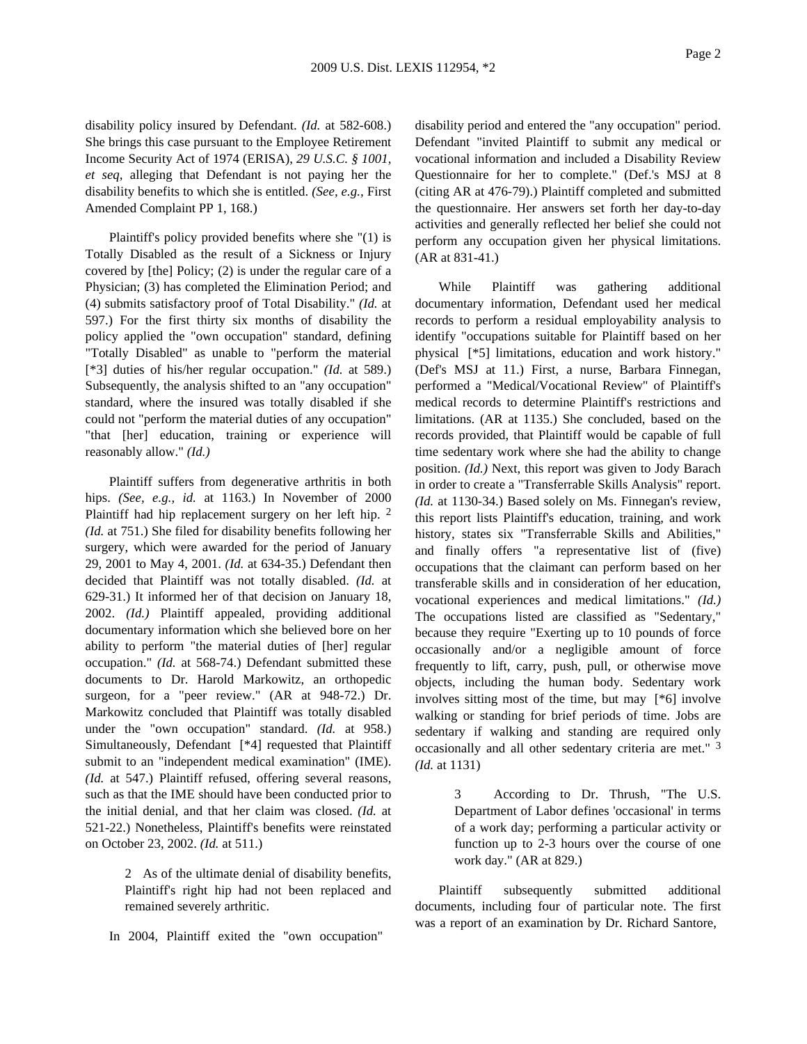disability policy insured by Defendant. *(Id.* at 582-608.) She brings this case pursuant to the Employee Retirement Income Security Act of 1974 (ERISA), *29 U.S.C. § 1001, et seq,* alleging that Defendant is not paying her the disability benefits to which she is entitled. *(See, e.g.,* First Amended Complaint PP 1, 168.)

Plaintiff's policy provided benefits where she "(1) is Totally Disabled as the result of a Sickness or Injury covered by [the] Policy; (2) is under the regular care of a Physician; (3) has completed the Elimination Period; and (4) submits satisfactory proof of Total Disability." *(Id.* at 597.) For the first thirty six months of disability the policy applied the "own occupation" standard, defining "Totally Disabled" as unable to "perform the material [*3] duties of his/her regular occupation." *(Id.* at 589.) Subsequently, the analysis shifted to an "any occupation" standard, where the insured was totally disabled if she could not "perform the material duties of any occupation" "that [her] education, training or experience will reasonably allow." *(Id.)*

Plaintiff suffers from degenerative arthritis in both hips. *(See, e.g., id.* at 1163.) In November of 2000 Plaintiff had hip replacement surgery on her left hip. [2] *(Id.* at 751.) She filed for disability benefits following her surgery, which were awarded for the period of January 29, 2001 to May 4, 2001. *(Id.* at 634-35.) Defendant then decided that Plaintiff was not totally disabled. *(Id.* at 629-31.) It informed her of that decision on January 18, 2002. *(Id.)* Plaintiff appealed, providing additional documentary information which she believed bore on her ability to perform "the material duties of [her] regular occupation." *(Id.* at 568-74.) Defendant submitted these documents to Dr. Harold Markowitz, an orthopedic surgeon, for a "peer review." (AR at 948-72.) Dr. Markowitz concluded that Plaintiff was totally disabled under the "own occupation" standard. *(Id.* at 958.) Simultaneously, Defendant [*4] requested that Plaintiff submit to an "independent medical examination" (IME). *(Id.* at 547.) Plaintiff refused, offering several reasons, such as that the IME should have been conducted prior to the initial denial, and that her claim was closed. *(Id.* at 521-22.) Nonetheless, Plaintiff's benefits were reinstated on October 23, 2002. *(Id.* at 511.)

> 2 As of the ultimate denial of disability benefits, Plaintiff's right hip had not been replaced and remained severely arthritic.

In 2004, Plaintiff exited the "own occupation" disability period and entered the "any occupation" period. Defendant "invited Plaintiff to submit any medical or vocational information and included a Disability Review Questionnaire for her to complete." (Def.'s MSJ at 8 (citing AR at 476-79).) Plaintiff completed and submitted the questionnaire. Her answers set forth her day-to-day activities and generally reflected her belief she could not perform any occupation given her physical limitations. (AR at 831-41.)

While Plaintiff was gathering additional documentary information, Defendant used her medical records to perform a residual employability analysis to identify "occupations suitable for Plaintiff based on her physical [*5] limitations, education and work history." (Def's MSJ at 11.) First, a nurse, Barbara Finnegan, performed a "Medical/Vocational Review" of Plaintiff's medical records to determine Plaintiff's restrictions and limitations. (AR at 1135.) She concluded, based on the records provided, that Plaintiff would be capable of full time sedentary work where she had the ability to change position. *(Id.)* Next, this report was given to Jody Barach in order to create a "Transferrable Skills Analysis" report. *(Id.* at 1130-34.) Based solely on Ms. Finnegan's review, this report lists Plaintiff's education, training, and work history, states six "Transferrable Skills and Abilities," and finally offers "a representative list of (five) occupations that the claimant can perform based on her transferable skills and in consideration of her education, vocational experiences and medical limitations." *(Id.)* The occupations listed are classified as "Sedentary," because they require "Exerting up to 10 pounds of force occasionally and/or a negligible amount of force frequently to lift, carry, push, pull, or otherwise move objects, including the human body. Sedentary work involves sitting most of the time, but may [*6] involve walking or standing for brief periods of time. Jobs are sedentary if walking and standing are required only occasionally and all other sedentary criteria are met." [3] *(Id.* at 1131)

> 3 According to Dr. Thrush, "The U.S. Department of Labor defines 'occasional' in terms of a work day; performing a particular activity or function up to 2-3 hours over the course of one work day." (AR at 829.)

Plaintiff subsequently submitted additional documents, including four of particular note. The first was a report of an examination by Dr. Richard Santore,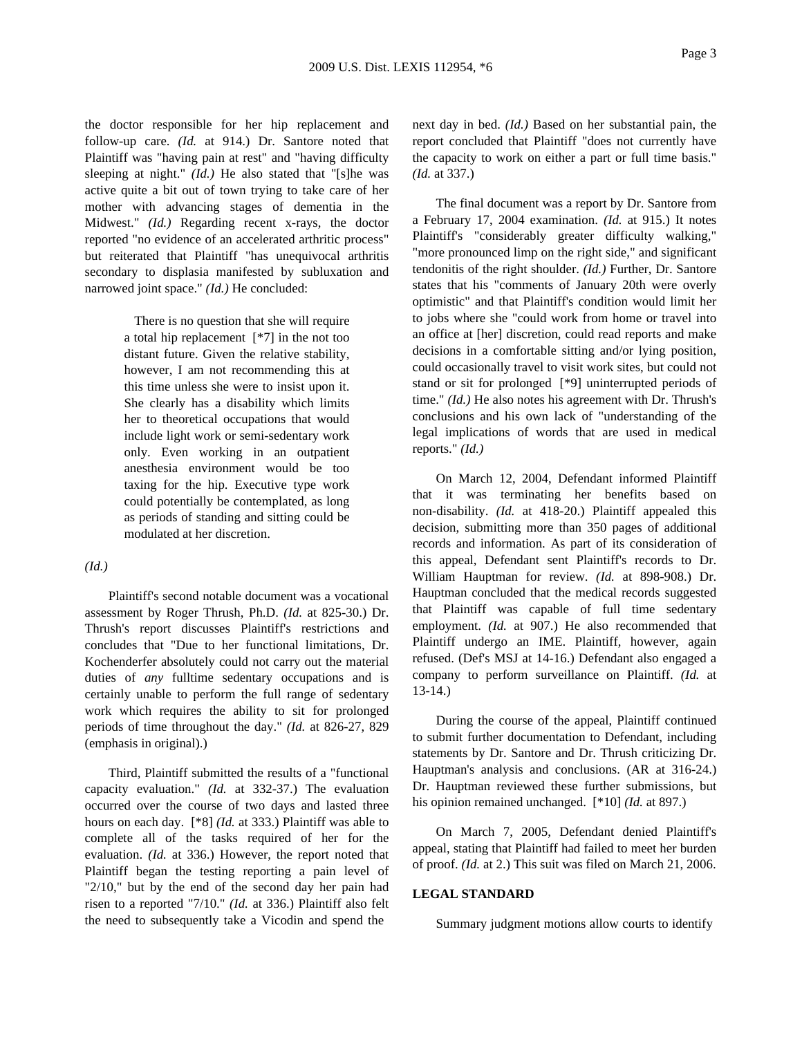the doctor responsible for her hip replacement and follow-up care. *(Id.* at 914.) Dr. Santore noted that Plaintiff was "having pain at rest" and "having difficulty sleeping at night." *(Id.)* He also stated that "[s]he was active quite a bit out of town trying to take care of her mother with advancing stages of dementia in the Midwest." *(Id.)* Regarding recent x-rays, the doctor reported "no evidence of an accelerated arthritic process" but reiterated that Plaintiff "has unequivocal arthritis secondary to displasia manifested by subluxation and narrowed joint space." *(Id.)* He concluded:

> There is no question that she will require a total hip replacement [*7] in the not too distant future. Given the relative stability, however, I am not recommending this at this time unless she were to insist upon it. She clearly has a disability which limits her to theoretical occupations that would include light work or semi-sedentary work only. Even working in an outpatient anesthesia environment would be too taxing for the hip. Executive type work could potentially be contemplated, as long as periods of standing and sitting could be modulated at her discretion.

*(Id.)*

Plaintiff's second notable document was a vocational assessment by Roger Thrush, Ph.D. *(Id.* at 825-30.) Dr. Thrush's report discusses Plaintiff's restrictions and concludes that "Due to her functional limitations, Dr. Kochenderfer absolutely could not carry out the material duties of *any* fulltime sedentary occupations and is certainly unable to perform the full range of sedentary work which requires the ability to sit for prolonged periods of time throughout the day." *(Id.* at 826-27, 829 (emphasis in original).)

Third, Plaintiff submitted the results of a "functional capacity evaluation." *(Id.* at 332-37.) The evaluation occurred over the course of two days and lasted three hours on each day. [*8] *(Id.* at 333.) Plaintiff was able to complete all of the tasks required of her for the evaluation. *(Id.* at 336.) However, the report noted that Plaintiff began the testing reporting a pain level of "2/10," but by the end of the second day her pain had risen to a reported "7/10." *(Id.* at 336.) Plaintiff also felt the need to subsequently take a Vicodin and spend the next day in bed. *(Id.)* Based on her substantial pain, the report concluded that Plaintiff "does not currently have the capacity to work on either a part or full time basis." *(Id.* at 337.)

The final document was a report by Dr. Santore from a February 17, 2004 examination. *(Id.* at 915.) It notes Plaintiff's "considerably greater difficulty walking," "more pronounced limp on the right side," and significant tendonitis of the right shoulder. *(Id.)* Further, Dr. Santore states that his "comments of January 20th were overly optimistic" and that Plaintiff's condition would limit her to jobs where she "could work from home or travel into an office at [her] discretion, could read reports and make decisions in a comfortable sitting and/or lying position, could occasionally travel to visit work sites, but could not stand or sit for prolonged [*9] uninterrupted periods of time." *(Id.)* He also notes his agreement with Dr. Thrush's conclusions and his own lack of "understanding of the legal implications of words that are used in medical reports." *(Id.)*

On March 12, 2004, Defendant informed Plaintiff that it was terminating her benefits based on non-disability. *(Id.* at 418-20.) Plaintiff appealed this decision, submitting more than 350 pages of additional records and information. As part of its consideration of this appeal, Defendant sent Plaintiff's records to Dr. William Hauptman for review. *(Id.* at 898-908.) Dr. Hauptman concluded that the medical records suggested that Plaintiff was capable of full time sedentary employment. *(Id.* at 907.) He also recommended that Plaintiff undergo an IME. Plaintiff, however, again refused. (Def's MSJ at 14-16.) Defendant also engaged a company to perform surveillance on Plaintiff. *(Id.* at 13-14.)

During the course of the appeal, Plaintiff continued to submit further documentation to Defendant, including statements by Dr. Santore and Dr. Thrush criticizing Dr. Hauptman's analysis and conclusions. (AR at 316-24.) Dr. Hauptman reviewed these further submissions, but his opinion remained unchanged. [*10] *(Id.* at 897.)

On March 7, 2005, Defendant denied Plaintiff's appeal, stating that Plaintiff had failed to meet her burden of proof. *(Id.* at 2.) This suit was filed on March 21, 2006.

**LEGAL STANDARD**

Summary judgment motions allow courts to identify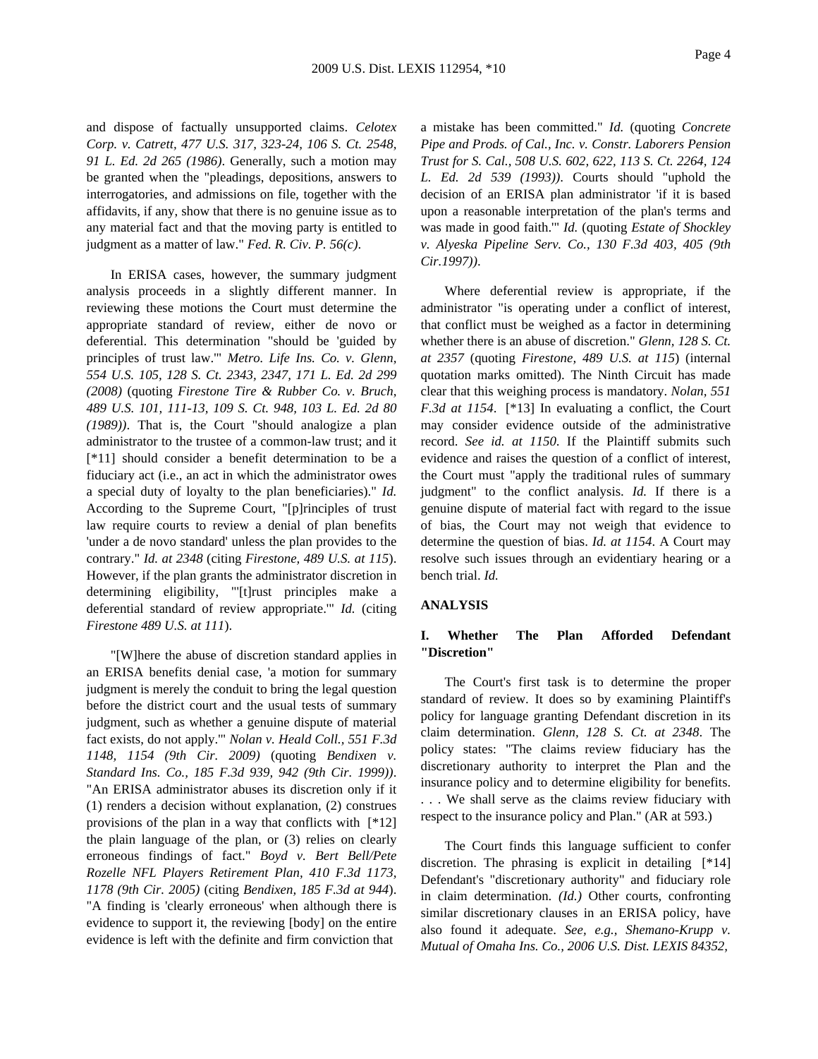and dispose of factually unsupported claims. *Celotex Corp. v. Catrett, 477 U.S. 317, 323-24, 106 S. Ct. 2548, 91 L. Ed. 2d 265 (1986)*. Generally, such a motion may be granted when the "pleadings, depositions, answers to interrogatories, and admissions on file, together with the affidavits, if any, show that there is no genuine issue as to any material fact and that the moving party is entitled to judgment as a matter of law." *Fed. R. Civ. P. 56(c)*.

In ERISA cases, however, the summary judgment analysis proceeds in a slightly different manner. In reviewing these motions the Court must determine the appropriate standard of review, either de novo or deferential. This determination "should be 'guided by principles of trust law.'" *Metro. Life Ins. Co. v. Glenn, 554 U.S. 105, 128 S. Ct. 2343, 2347, 171 L. Ed. 2d 299 (2008)* (quoting *Firestone Tire & Rubber Co. v. Bruch, 489 U.S. 101, 111-13, 109 S. Ct. 948, 103 L. Ed. 2d 80 (1989))*. That is, the Court "should analogize a plan administrator to the trustee of a common-law trust; and it [*11] should consider a benefit determination to be a fiduciary act (i.e., an act in which the administrator owes a special duty of loyalty to the plan beneficiaries)." *Id.* According to the Supreme Court, "[p]rinciples of trust law require courts to review a denial of plan benefits 'under a de novo standard' unless the plan provides to the contrary." *Id. at 2348* (citing *Firestone, 489 U.S. at 115*). However, if the plan grants the administrator discretion in determining eligibility, "'[t]rust principles make a deferential standard of review appropriate.'" *Id.* (citing *Firestone 489 U.S. at 111*).

"[W]here the abuse of discretion standard applies in an ERISA benefits denial case, 'a motion for summary judgment is merely the conduit to bring the legal question before the district court and the usual tests of summary judgment, such as whether a genuine dispute of material fact exists, do not apply.'" *Nolan v. Heald Coll., 551 F.3d 1148, 1154 (9th Cir. 2009)* (quoting *Bendixen v. Standard Ins. Co., 185 F.3d 939, 942 (9th Cir. 1999))*. "An ERISA administrator abuses its discretion only if it (1) renders a decision without explanation, (2) construes provisions of the plan in a way that conflicts with [*12] the plain language of the plan, or (3) relies on clearly erroneous findings of fact." *Boyd v. Bert Bell/Pete Rozelle NFL Players Retirement Plan, 410 F.3d 1173, 1178 (9th Cir. 2005)* (citing *Bendixen, 185 F.3d at 944*). "A finding is 'clearly erroneous' when although there is evidence to support it, the reviewing [body] on the entire evidence is left with the definite and firm conviction that a mistake has been committed." *Id.* (quoting *Concrete Pipe and Prods. of Cal., Inc. v. Constr. Laborers Pension Trust for S. Cal., 508 U.S. 602, 622, 113 S. Ct. 2264, 124 L. Ed. 2d 539 (1993))*. Courts should "uphold the decision of an ERISA plan administrator 'if it is based upon a reasonable interpretation of the plan's terms and was made in good faith.'" *Id.* (quoting *Estate of Shockley v. Alyeska Pipeline Serv. Co., 130 F.3d 403, 405 (9th Cir.1997))*.

Where deferential review is appropriate, if the administrator "is operating under a conflict of interest, that conflict must be weighed as a factor in determining whether there is an abuse of discretion." *Glenn, 128 S. Ct. at 2357* (quoting *Firestone, 489 U.S. at 115*) (internal quotation marks omitted). The Ninth Circuit has made clear that this weighing process is mandatory. *Nolan, 551 F.3d at 1154*. [*13] In evaluating a conflict, the Court may consider evidence outside of the administrative record. *See id. at 1150.* If the Plaintiff submits such evidence and raises the question of a conflict of interest, the Court must "apply the traditional rules of summary judgment" to the conflict analysis. *Id.* If there is a genuine dispute of material fact with regard to the issue of bias, the Court may not weigh that evidence to determine the question of bias. *Id. at 1154*. A Court may resolve such issues through an evidentiary hearing or a bench trial. *Id.*

## ANALYSIS

### I. Whether The Plan Afforded Defendant "Discretion"

The Court's first task is to determine the proper standard of review. It does so by examining Plaintiff's policy for language granting Defendant discretion in its claim determination. *Glenn, 128 S. Ct. at 2348*. The policy states: "The claims review fiduciary has the discretionary authority to interpret the Plan and the insurance policy and to determine eligibility for benefits. . . . We shall serve as the claims review fiduciary with respect to the insurance policy and Plan." (AR at 593.)

The Court finds this language sufficient to confer discretion. The phrasing is explicit in detailing [*14] Defendant's "discretionary authority" and fiduciary role in claim determination. *(Id.)* Other courts, confronting similar discretionary clauses in an ERISA policy, have also found it adequate. *See, e.g., Shemano-Krupp v. Mutual of Omaha Ins. Co., 2006 U.S. Dist. LEXIS 84352,*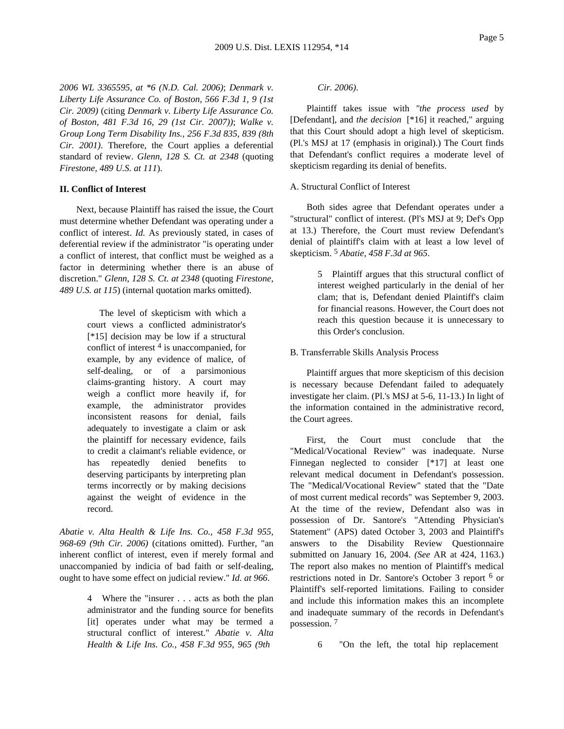*2006 WL 3365595, at *6 (N.D. Cal. 2006)*; *Denmark v. Liberty Life Assurance Co. of Boston, 566 F.3d 1, 9 (1st Cir. 2009)* (citing *Denmark v. Liberty Life Assurance Co. of Boston, 481 F.3d 16, 29 (1st Cir. 2007))*; *Walke v. Group Long Term Disability Ins., 256 F.3d 835, 839 (8th Cir. 2001)*. Therefore, the Court applies a deferential standard of review. *Glenn, 128 S. Ct. at 2348* (quoting *Firestone, 489 U.S. at 111*).

**II. Conflict of Interest**

Next, because Plaintiff has raised the issue, the Court must determine whether Defendant was operating under a conflict of interest. *Id.* As previously stated, in cases of deferential review if the administrator "is operating under a conflict of interest, that conflict must be weighed as a factor in determining whether there is an abuse of discretion." *Glenn, 128 S. Ct. at 2348* (quoting *Firestone, 489 U.S. at 115*) (internal quotation marks omitted).

> The level of skepticism with which a court views a conflicted administrator's [*15] decision may be low if a structural conflict of interest [4] is unaccompanied, for example, by any evidence of malice, of self-dealing, or of a parsimonious claims-granting history. A court may weigh a conflict more heavily if, for example, the administrator provides inconsistent reasons for denial, fails adequately to investigate a claim or ask the plaintiff for necessary evidence, fails to credit a claimant's reliable evidence, or has repeatedly denied benefits to deserving participants by interpreting plan terms incorrectly or by making decisions against the weight of evidence in the record.

*Abatie v. Alta Health & Life Ins. Co., 458 F.3d 955, 968-69 (9th Cir. 2006)* (citations omitted). Further, "an inherent conflict of interest, even if merely formal and unaccompanied by indicia of bad faith or self-dealing, ought to have some effect on judicial review." *Id. at 966*.

> 4 Where the "insurer . . . acts as both the plan administrator and the funding source for benefits [it] operates under what may be termed a structural conflict of interest." *Abatie v. Alta Health & Life Ins. Co., 458 F.3d 955, 965 (9th Cir. 2006)*.

Plaintiff takes issue with *"the process used* by [Defendant], and *the decision* [*16] it reached," arguing that this Court should adopt a high level of skepticism. (Pl.'s MSJ at 17 (emphasis in original).) The Court finds that Defendant's conflict requires a moderate level of skepticism regarding its denial of benefits.

A. Structural Conflict of Interest

Both sides agree that Defendant operates under a "structural" conflict of interest. (Pl's MSJ at 9; Def's Opp at 13.) Therefore, the Court must review Defendant's denial of plaintiff's claim with at least a low level of skepticism. [5] *Abatie, 458 F.3d at 965*.

> 5 Plaintiff argues that this structural conflict of interest weighed particularly in the denial of her clam; that is, Defendant denied Plaintiff's claim for financial reasons. However, the Court does not reach this question because it is unnecessary to this Order's conclusion.

B. Transferrable Skills Analysis Process

Plaintiff argues that more skepticism of this decision is necessary because Defendant failed to adequately investigate her claim. (Pl.'s MSJ at 5-6, 11-13.) In light of the information contained in the administrative record, the Court agrees.

First, the Court must conclude that the "Medical/Vocational Review" was inadequate. Nurse Finnegan neglected to consider [*17] at least one relevant medical document in Defendant's possession. The "Medical/Vocational Review" stated that the "Date of most current medical records" was September 9, 2003. At the time of the review, Defendant also was in possession of Dr. Santore's "Attending Physician's Statement" (APS) dated October 3, 2003 and Plaintiff's answers to the Disability Review Questionnaire submitted on January 16, 2004. *(See* AR at 424, 1163.) The report also makes no mention of Plaintiff's medical restrictions noted in Dr. Santore's October 3 report [6] or Plaintiff's self-reported limitations. Failing to consider and include this information makes this an incomplete and inadequate summary of the records in Defendant's possession. [7]

> 6 "On the left, the total hip replacement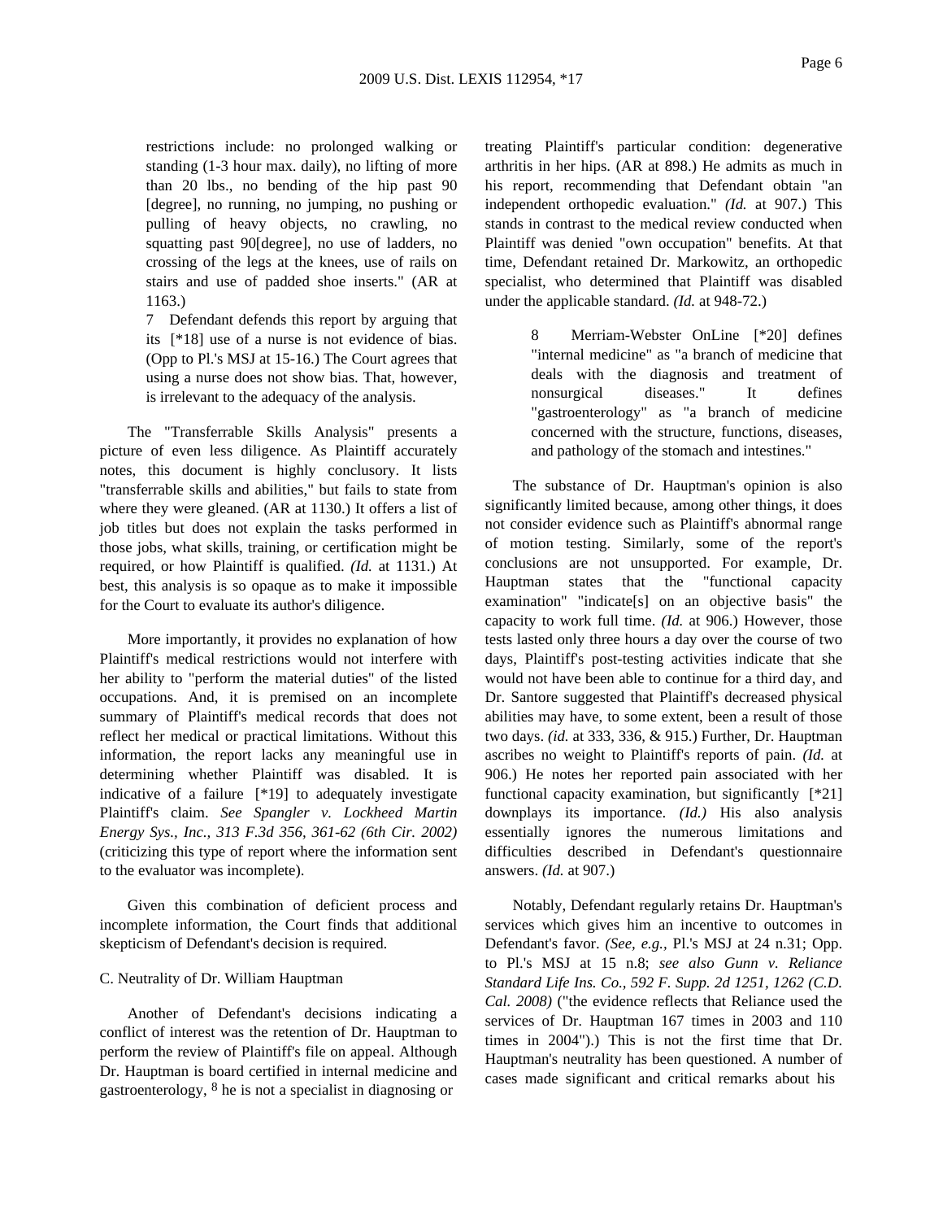restrictions include: no prolonged walking or standing (1-3 hour max. daily), no lifting of more than 20 lbs., no bending of the hip past 90 [degree], no running, no jumping, no pushing or pulling of heavy objects, no crawling, no squatting past 90[degree], no use of ladders, no crossing of the legs at the knees, use of rails on stairs and use of padded shoe inserts." (AR at 1163.)

7 Defendant defends this report by arguing that its [*18] use of a nurse is not evidence of bias. (Opp to Pl.'s MSJ at 15-16.) The Court agrees that using a nurse does not show bias. That, however, is irrelevant to the adequacy of the analysis.

The "Transferrable Skills Analysis" presents a picture of even less diligence. As Plaintiff accurately notes, this document is highly conclusory. It lists "transferrable skills and abilities," but fails to state from where they were gleaned. (AR at 1130.) It offers a list of job titles but does not explain the tasks performed in those jobs, what skills, training, or certification might be required, or how Plaintiff is qualified. *(Id.* at 1131.) At best, this analysis is so opaque as to make it impossible for the Court to evaluate its author's diligence.

More importantly, it provides no explanation of how Plaintiff's medical restrictions would not interfere with her ability to "perform the material duties" of the listed occupations. And, it is premised on an incomplete summary of Plaintiff's medical records that does not reflect her medical or practical limitations. Without this information, the report lacks any meaningful use in determining whether Plaintiff was disabled. It is indicative of a failure [*19] to adequately investigate Plaintiff's claim. *See Spangler v. Lockheed Martin Energy Sys., Inc., 313 F.3d 356, 361-62 (6th Cir. 2002)* (criticizing this type of report where the information sent to the evaluator was incomplete).

Given this combination of deficient process and incomplete information, the Court finds that additional skepticism of Defendant's decision is required.

C. Neutrality of Dr. William Hauptman

Another of Defendant's decisions indicating a conflict of interest was the retention of Dr. Hauptman to perform the review of Plaintiff's file on appeal. Although Dr. Hauptman is board certified in internal medicine and gastroenterology, [8] he is not a specialist in diagnosing or treating Plaintiff's particular condition: degenerative arthritis in her hips. (AR at 898.) He admits as much in his report, recommending that Defendant obtain "an independent orthopedic evaluation." *(Id.* at 907.) This stands in contrast to the medical review conducted when Plaintiff was denied "own occupation" benefits. At that time, Defendant retained Dr. Markowitz, an orthopedic specialist, who determined that Plaintiff was disabled under the applicable standard. *(Id.* at 948-72.)

8 Merriam-Webster OnLine [*20] defines "internal medicine" as "a branch of medicine that deals with the diagnosis and treatment of nonsurgical diseases." It defines "gastroenterology" as "a branch of medicine concerned with the structure, functions, diseases, and pathology of the stomach and intestines."

The substance of Dr. Hauptman's opinion is also significantly limited because, among other things, it does not consider evidence such as Plaintiff's abnormal range of motion testing. Similarly, some of the report's conclusions are not unsupported. For example, Dr. Hauptman states that the "functional capacity examination" "indicate[s] on an objective basis" the capacity to work full time. *(Id.* at 906.) However, those tests lasted only three hours a day over the course of two days, Plaintiff's post-testing activities indicate that she would not have been able to continue for a third day, and Dr. Santore suggested that Plaintiff's decreased physical abilities may have, to some extent, been a result of those two days. *(id.* at 333, 336, & 915.) Further, Dr. Hauptman ascribes no weight to Plaintiff's reports of pain. *(Id.* at 906.) He notes her reported pain associated with her functional capacity examination, but significantly [*21] downplays its importance. *(Id.)* His also analysis essentially ignores the numerous limitations and difficulties described in Defendant's questionnaire answers. *(Id.* at 907.)

Notably, Defendant regularly retains Dr. Hauptman's services which gives him an incentive to outcomes in Defendant's favor. *(See, e.g.,* Pl.'s MSJ at 24 n.31; Opp. to Pl.'s MSJ at 15 n.8; *see also Gunn v. Reliance Standard Life Ins. Co., 592 F. Supp. 2d 1251, 1262 (C.D. Cal. 2008)* ("the evidence reflects that Reliance used the services of Dr. Hauptman 167 times in 2003 and 110 times in 2004").) This is not the first time that Dr. Hauptman's neutrality has been questioned. A number of cases made significant and critical remarks about his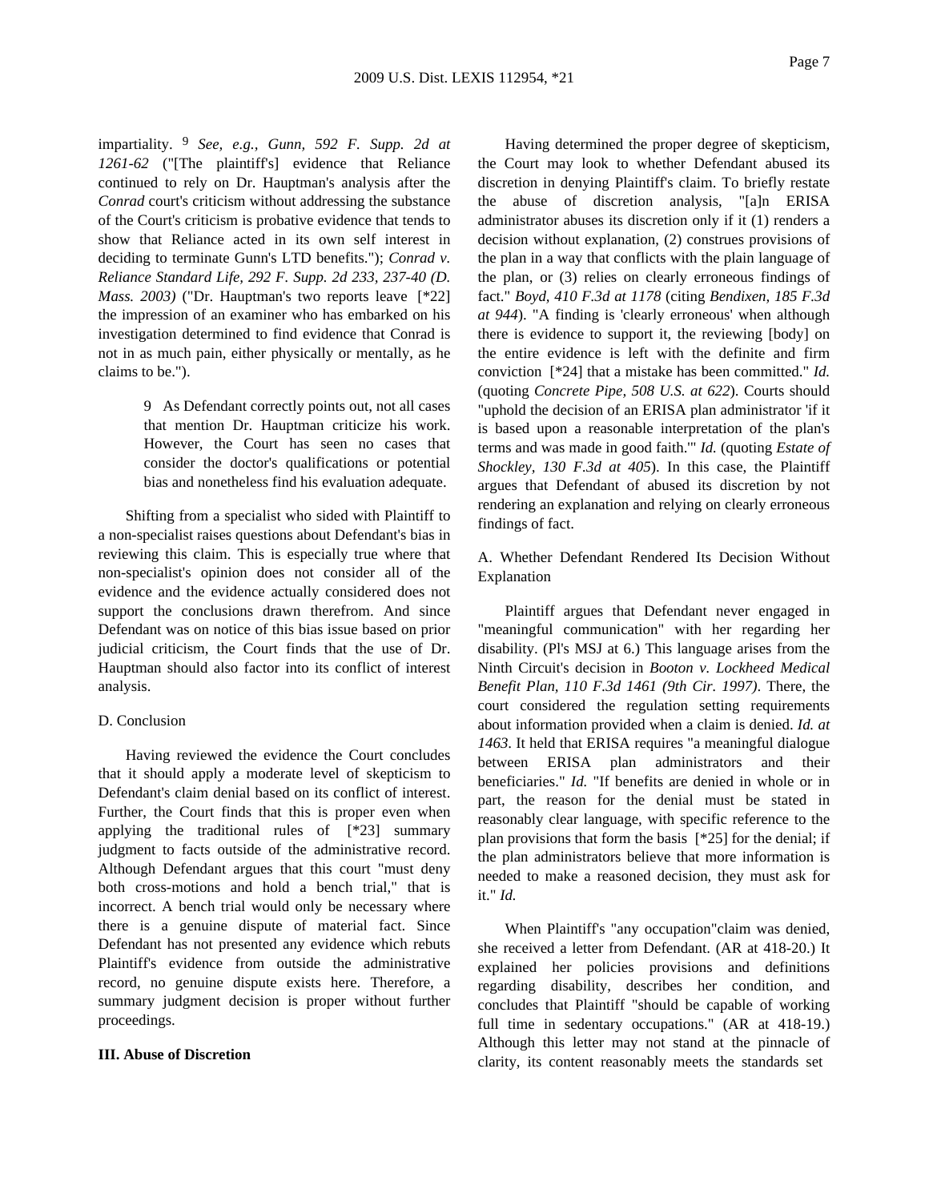impartiality. [9] *See, e.g., Gunn, 592 F. Supp. 2d at 1261-62* ("[The plaintiff's] evidence that Reliance continued to rely on Dr. Hauptman's analysis after the *Conrad* court's criticism without addressing the substance of the Court's criticism is probative evidence that tends to show that Reliance acted in its own self interest in deciding to terminate Gunn's LTD benefits."); *Conrad v. Reliance Standard Life, 292 F. Supp. 2d 233, 237-40 (D. Mass. 2003)* ("Dr. Hauptman's two reports leave [*22] the impression of an examiner who has embarked on his investigation determined to find evidence that Conrad is not in as much pain, either physically or mentally, as he claims to be.").

> 9 As Defendant correctly points out, not all cases that mention Dr. Hauptman criticize his work. However, the Court has seen no cases that consider the doctor's qualifications or potential bias and nonetheless find his evaluation adequate.

Shifting from a specialist who sided with Plaintiff to a non-specialist raises questions about Defendant's bias in reviewing this claim. This is especially true where that non-specialist's opinion does not consider all of the evidence and the evidence actually considered does not support the conclusions drawn therefrom. And since Defendant was on notice of this bias issue based on prior judicial criticism, the Court finds that the use of Dr. Hauptman should also factor into its conflict of interest analysis.

D. Conclusion

Having reviewed the evidence the Court concludes that it should apply a moderate level of skepticism to Defendant's claim denial based on its conflict of interest. Further, the Court finds that this is proper even when applying the traditional rules of [*23] summary judgment to facts outside of the administrative record. Although Defendant argues that this court "must deny both cross-motions and hold a bench trial," that is incorrect. A bench trial would only be necessary where there is a genuine dispute of material fact. Since Defendant has not presented any evidence which rebuts Plaintiff's evidence from outside the administrative record, no genuine dispute exists here. Therefore, a summary judgment decision is proper without further proceedings.

**III. Abuse of Discretion**

Having determined the proper degree of skepticism, the Court may look to whether Defendant abused its discretion in denying Plaintiff's claim. To briefly restate the abuse of discretion analysis, "[a]n ERISA administrator abuses its discretion only if it (1) renders a decision without explanation, (2) construes provisions of the plan in a way that conflicts with the plain language of the plan, or (3) relies on clearly erroneous findings of fact." *Boyd, 410 F.3d at 1178* (citing *Bendixen, 185 F.3d at 944*). "A finding is 'clearly erroneous' when although there is evidence to support it, the reviewing [body] on the entire evidence is left with the definite and firm conviction [*24] that a mistake has been committed." *Id.* (quoting *Concrete Pipe, 508 U.S. at 622*). Courts should "uphold the decision of an ERISA plan administrator 'if it is based upon a reasonable interpretation of the plan's terms and was made in good faith.'" *Id.* (quoting *Estate of Shockley, 130 F.3d at 405*). In this case, the Plaintiff argues that Defendant of abused its discretion by not rendering an explanation and relying on clearly erroneous findings of fact.

A. Whether Defendant Rendered Its Decision Without Explanation

Plaintiff argues that Defendant never engaged in "meaningful communication" with her regarding her disability. (Pl's MSJ at 6.) This language arises from the Ninth Circuit's decision in *Booton v. Lockheed Medical Benefit Plan, 110 F.3d 1461 (9th Cir. 1997)*. There, the court considered the regulation setting requirements about information provided when a claim is denied. *Id. at 1463*. It held that ERISA requires "a meaningful dialogue between ERISA plan administrators and their beneficiaries." *Id.* "If benefits are denied in whole or in part, the reason for the denial must be stated in reasonably clear language, with specific reference to the plan provisions that form the basis [*25] for the denial; if the plan administrators believe that more information is needed to make a reasoned decision, they must ask for it." *Id.*

When Plaintiff's "any occupation"claim was denied, she received a letter from Defendant. (AR at 418-20.) It explained her policies provisions and definitions regarding disability, describes her condition, and concludes that Plaintiff "should be capable of working full time in sedentary occupations." (AR at 418-19.) Although this letter may not stand at the pinnacle of clarity, its content reasonably meets the standards set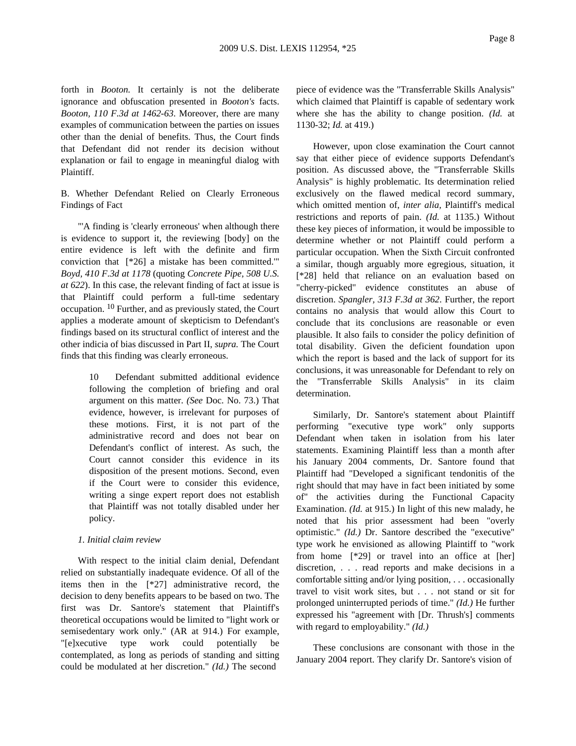forth in *Booton.* It certainly is not the deliberate ignorance and obfuscation presented in *Booton's* facts. *Booton, 110 F.3d at 1462-63*. Moreover, there are many examples of communication between the parties on issues other than the denial of benefits. Thus, the Court finds that Defendant did not render its decision without explanation or fail to engage in meaningful dialog with Plaintiff.

B. Whether Defendant Relied on Clearly Erroneous Findings of Fact

"'A finding is 'clearly erroneous' when although there is evidence to support it, the reviewing [body] on the entire evidence is left with the definite and firm conviction that [*26] a mistake has been committed.'" *Boyd, 410 F.3d at 1178* (quoting *Concrete Pipe, 508 U.S. at 622*). In this case, the relevant finding of fact at issue is that Plaintiff could perform a full-time sedentary occupation. [10] Further, and as previously stated, the Court applies a moderate amount of skepticism to Defendant's findings based on its structural conflict of interest and the other indicia of bias discussed in Part II, *supra.* The Court finds that this finding was clearly erroneous.

> 10 Defendant submitted additional evidence following the completion of briefing and oral argument on this matter. *(See* Doc. No. 73.) That evidence, however, is irrelevant for purposes of these motions. First, it is not part of the administrative record and does not bear on Defendant's conflict of interest. As such, the Court cannot consider this evidence in its disposition of the present motions. Second, even if the Court were to consider this evidence, writing a singe expert report does not establish that Plaintiff was not totally disabled under her policy.

*1. Initial claim review*

With respect to the initial claim denial, Defendant relied on substantially inadequate evidence. Of all of the items then in the [*27] administrative record, the decision to deny benefits appears to be based on two. The first was Dr. Santore's statement that Plaintiff's theoretical occupations would be limited to "light work or semisedentary work only." (AR at 914.) For example, "[e]xecutive type work could potentially be contemplated, as long as periods of standing and sitting could be modulated at her discretion." *(Id.)* The second piece of evidence was the "Transferrable Skills Analysis" which claimed that Plaintiff is capable of sedentary work where she has the ability to change position. *(Id.* at 1130-32; *Id.* at 419.)

However, upon close examination the Court cannot say that either piece of evidence supports Defendant's position. As discussed above, the "Transferrable Skills Analysis" is highly problematic. Its determination relied exclusively on the flawed medical record summary, which omitted mention of, *inter alia,* Plaintiff's medical restrictions and reports of pain. *(Id.* at 1135.) Without these key pieces of information, it would be impossible to determine whether or not Plaintiff could perform a particular occupation. When the Sixth Circuit confronted a similar, though arguably more egregious, situation, it [*28] held that reliance on an evaluation based on "cherry-picked" evidence constitutes an abuse of discretion. *Spangler, 313 F.3d at 362*. Further, the report contains no analysis that would allow this Court to conclude that its conclusions are reasonable or even plausible. It also fails to consider the policy definition of total disability. Given the deficient foundation upon which the report is based and the lack of support for its conclusions, it was unreasonable for Defendant to rely on the "Transferrable Skills Analysis" in its claim determination.

Similarly, Dr. Santore's statement about Plaintiff performing "executive type work" only supports Defendant when taken in isolation from his later statements. Examining Plaintiff less than a month after his January 2004 comments, Dr. Santore found that Plaintiff had "Developed a significant tendonitis of the right should that may have in fact been initiated by some of" the activities during the Functional Capacity Examination. *(Id.* at 915.) In light of this new malady, he noted that his prior assessment had been "overly optimistic." *(Id.)* Dr. Santore described the "executive" type work he envisioned as allowing Plaintiff to "work from home [*29] or travel into an office at [her] discretion, . . . read reports and make decisions in a comfortable sitting and/or lying position, . . . occasionally travel to visit work sites, but . . . not stand or sit for prolonged uninterrupted periods of time." *(Id.)* He further expressed his "agreement with [Dr. Thrush's] comments with regard to employability." *(Id.)*

These conclusions are consonant with those in the January 2004 report. They clarify Dr. Santore's vision of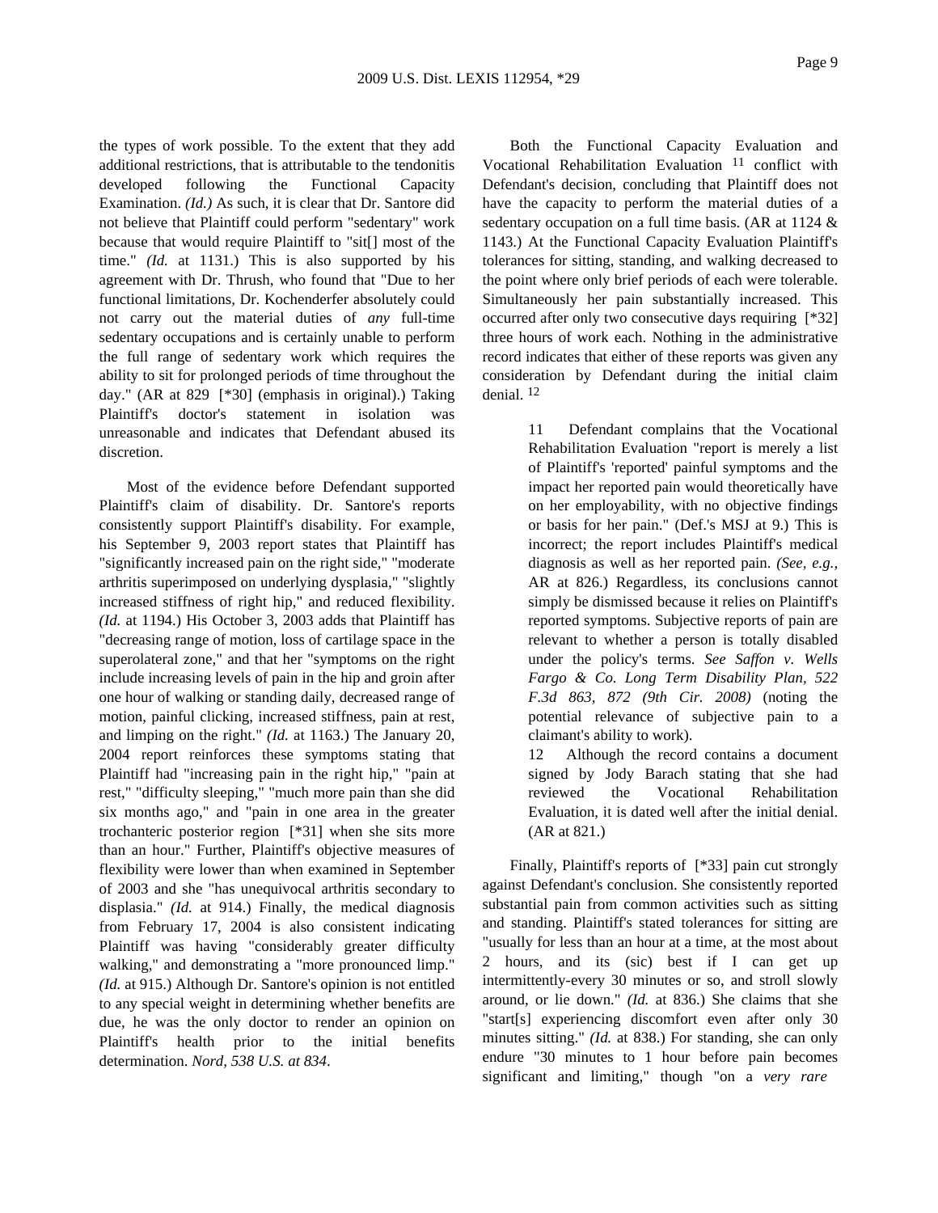the types of work possible. To the extent that they add additional restrictions, that is attributable to the tendonitis developed following the Functional Capacity Examination. *(Id.)* As such, it is clear that Dr. Santore did not believe that Plaintiff could perform "sedentary" work because that would require Plaintiff to "sit[] most of the time." *(Id.* at 1131.) This is also supported by his agreement with Dr. Thrush, who found that "Due to her functional limitations, Dr. Kochenderfer absolutely could not carry out the material duties of *any* full-time sedentary occupations and is certainly unable to perform the full range of sedentary work which requires the ability to sit for prolonged periods of time throughout the day." (AR at 829 [*30] (emphasis in original).) Taking Plaintiff's doctor's statement in isolation was unreasonable and indicates that Defendant abused its discretion.

Most of the evidence before Defendant supported Plaintiff's claim of disability. Dr. Santore's reports consistently support Plaintiff's disability. For example, his September 9, 2003 report states that Plaintiff has "significantly increased pain on the right side," "moderate arthritis superimposed on underlying dysplasia," "slightly increased stiffness of right hip," and reduced flexibility. *(Id.* at 1194.) His October 3, 2003 adds that Plaintiff has "decreasing range of motion, loss of cartilage space in the superolateral zone," and that her "symptoms on the right include increasing levels of pain in the hip and groin after one hour of walking or standing daily, decreased range of motion, painful clicking, increased stiffness, pain at rest, and limping on the right." *(Id.* at 1163.) The January 20, 2004 report reinforces these symptoms stating that Plaintiff had "increasing pain in the right hip," "pain at rest," "difficulty sleeping," "much more pain than she did six months ago," and "pain in one area in the greater trochanteric posterior region [*31] when she sits more than an hour." Further, Plaintiff's objective measures of flexibility were lower than when examined in September of 2003 and she "has unequivocal arthritis secondary to displasia." *(Id.* at 914.) Finally, the medical diagnosis from February 17, 2004 is also consistent indicating Plaintiff was having "considerably greater difficulty walking," and demonstrating a "more pronounced limp." *(Id.* at 915.) Although Dr. Santore's opinion is not entitled to any special weight in determining whether benefits are due, he was the only doctor to render an opinion on Plaintiff's health prior to the initial benefits determination. *Nord, 538 U.S. at 834*.

Both the Functional Capacity Evaluation and Vocational Rehabilitation Evaluation [11] conflict with Defendant's decision, concluding that Plaintiff does not have the capacity to perform the material duties of a sedentary occupation on a full time basis. (AR at 1124 & 1143.) At the Functional Capacity Evaluation Plaintiff's tolerances for sitting, standing, and walking decreased to the point where only brief periods of each were tolerable. Simultaneously her pain substantially increased. This occurred after only two consecutive days requiring [*32] three hours of work each. Nothing in the administrative record indicates that either of these reports was given any consideration by Defendant during the initial claim denial. [12]

> 11 Defendant complains that the Vocational Rehabilitation Evaluation "report is merely a list of Plaintiff's 'reported' painful symptoms and the impact her reported pain would theoretically have on her employability, with no objective findings or basis for her pain." (Def.'s MSJ at 9.) This is incorrect; the report includes Plaintiff's medical diagnosis as well as her reported pain. *(See, e.g.,* AR at 826.) Regardless, its conclusions cannot simply be dismissed because it relies on Plaintiff's reported symptoms. Subjective reports of pain are relevant to whether a person is totally disabled under the policy's terms. *See Saffon v. Wells Fargo & Co. Long Term Disability Plan, 522 F.3d 863, 872 (9th Cir. 2008)* (noting the potential relevance of subjective pain to a claimant's ability to work).
>
> 12 Although the record contains a document signed by Jody Barach stating that she had reviewed the Vocational Rehabilitation Evaluation, it is dated well after the initial denial. (AR at 821.)

Finally, Plaintiff's reports of [*33] pain cut strongly against Defendant's conclusion. She consistently reported substantial pain from common activities such as sitting and standing. Plaintiff's stated tolerances for sitting are "usually for less than an hour at a time, at the most about 2 hours, and its (sic) best if I can get up intermittently-every 30 minutes or so, and stroll slowly around, or lie down." *(Id.* at 836.) She claims that she "start[s] experiencing discomfort even after only 30 minutes sitting." *(Id.* at 838.) For standing, she can only endure "30 minutes to 1 hour before pain becomes significant and limiting," though "on a *very rare*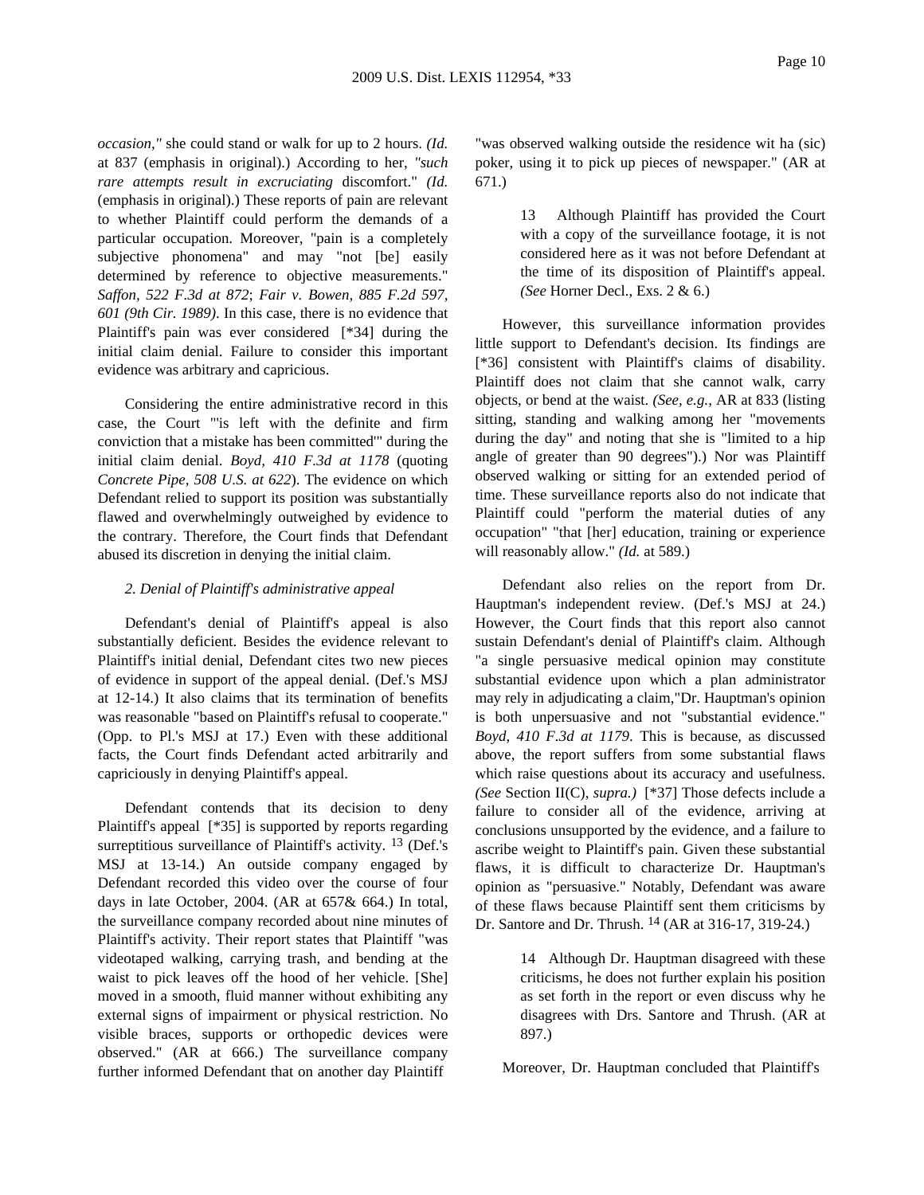*occasion,"* she could stand or walk for up to 2 hours. *(Id.* at 837 (emphasis in original).) According to her, *"such rare attempts result in excruciating* discomfort." *(Id.* (emphasis in original).) These reports of pain are relevant to whether Plaintiff could perform the demands of a particular occupation. Moreover, "pain is a completely subjective phonomena" and may "not [be] easily determined by reference to objective measurements." *Saffon, 522 F.3d at 872*; *Fair v. Bowen, 885 F.2d 597, 601 (9th Cir. 1989)*. In this case, there is no evidence that Plaintiff's pain was ever considered [*34] during the initial claim denial. Failure to consider this important evidence was arbitrary and capricious.

Considering the entire administrative record in this case, the Court "'is left with the definite and firm conviction that a mistake has been committed'" during the initial claim denial. *Boyd, 410 F.3d at 1178* (quoting *Concrete Pipe, 508 U.S. at 622*). The evidence on which Defendant relied to support its position was substantially flawed and overwhelmingly outweighed by evidence to the contrary. Therefore, the Court finds that Defendant abused its discretion in denying the initial claim.

*2. Denial of Plaintiff's administrative appeal*

Defendant's denial of Plaintiff's appeal is also substantially deficient. Besides the evidence relevant to Plaintiff's initial denial, Defendant cites two new pieces of evidence in support of the appeal denial. (Def.'s MSJ at 12-14.) It also claims that its termination of benefits was reasonable "based on Plaintiff's refusal to cooperate." (Opp. to Pl.'s MSJ at 17.) Even with these additional facts, the Court finds Defendant acted arbitrarily and capriciously in denying Plaintiff's appeal.

Defendant contends that its decision to deny Plaintiff's appeal [*35] is supported by reports regarding surreptitious surveillance of Plaintiff's activity. [13] (Def.'s MSJ at 13-14.) An outside company engaged by Defendant recorded this video over the course of four days in late October, 2004. (AR at 657& 664.) In total, the surveillance company recorded about nine minutes of Plaintiff's activity. Their report states that Plaintiff "was videotaped walking, carrying trash, and bending at the waist to pick leaves off the hood of her vehicle. [She] moved in a smooth, fluid manner without exhibiting any external signs of impairment or physical restriction. No visible braces, supports or orthopedic devices were observed." (AR at 666.) The surveillance company further informed Defendant that on another day Plaintiff "was observed walking outside the residence wit ha (sic) poker, using it to pick up pieces of newspaper." (AR at 671.)

> 13 Although Plaintiff has provided the Court with a copy of the surveillance footage, it is not considered here as it was not before Defendant at the time of its disposition of Plaintiff's appeal. *(See* Horner Decl., Exs. 2 & 6.)

However, this surveillance information provides little support to Defendant's decision. Its findings are [*36] consistent with Plaintiff's claims of disability. Plaintiff does not claim that she cannot walk, carry objects, or bend at the waist. *(See, e.g.,* AR at 833 (listing sitting, standing and walking among her "movements during the day" and noting that she is "limited to a hip angle of greater than 90 degrees").) Nor was Plaintiff observed walking or sitting for an extended period of time. These surveillance reports also do not indicate that Plaintiff could "perform the material duties of any occupation" "that [her] education, training or experience will reasonably allow." *(Id.* at 589.)

Defendant also relies on the report from Dr. Hauptman's independent review. (Def.'s MSJ at 24.) However, the Court finds that this report also cannot sustain Defendant's denial of Plaintiff's claim. Although "a single persuasive medical opinion may constitute substantial evidence upon which a plan administrator may rely in adjudicating a claim,"Dr. Hauptman's opinion is both unpersuasive and not "substantial evidence." *Boyd, 410 F.3d at 1179*. This is because, as discussed above, the report suffers from some substantial flaws which raise questions about its accuracy and usefulness. *(See* Section II(C), *supra.)* [*37] Those defects include a failure to consider all of the evidence, arriving at conclusions unsupported by the evidence, and a failure to ascribe weight to Plaintiff's pain. Given these substantial flaws, it is difficult to characterize Dr. Hauptman's opinion as "persuasive." Notably, Defendant was aware of these flaws because Plaintiff sent them criticisms by Dr. Santore and Dr. Thrush. [14] (AR at 316-17, 319-24.)

> 14 Although Dr. Hauptman disagreed with these criticisms, he does not further explain his position as set forth in the report or even discuss why he disagrees with Drs. Santore and Thrush. (AR at 897.)

Moreover, Dr. Hauptman concluded that Plaintiff's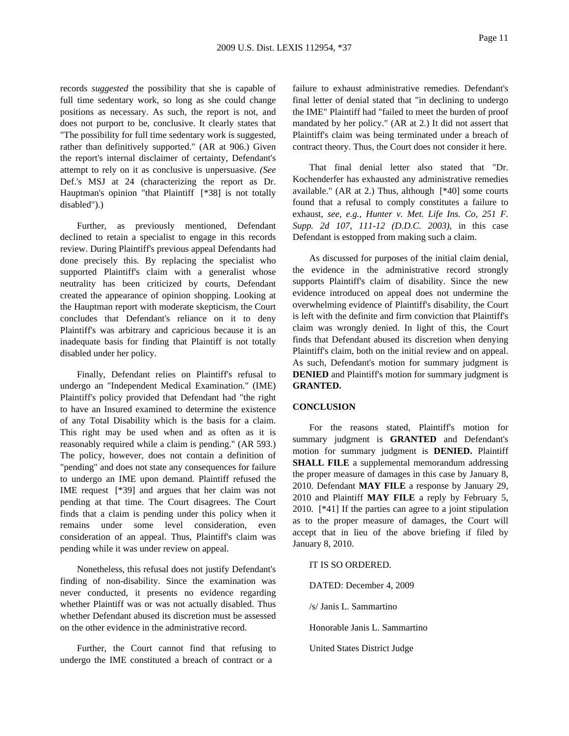records *suggested* the possibility that she is capable of full time sedentary work, so long as she could change positions as necessary. As such, the report is not, and does not purport to be, conclusive. It clearly states that "The possibility for full time sedentary work is suggested, rather than definitively supported." (AR at 906.) Given the report's internal disclaimer of certainty, Defendant's attempt to rely on it as conclusive is unpersuasive. *(See* Def.'s MSJ at 24 (characterizing the report as Dr. Hauptman's opinion "that Plaintiff [*38] is not totally disabled").)

Further, as previously mentioned, Defendant declined to retain a specialist to engage in this records review. During Plaintiff's previous appeal Defendants had done precisely this. By replacing the specialist who supported Plaintiff's claim with a generalist whose neutrality has been criticized by courts, Defendant created the appearance of opinion shopping. Looking at the Hauptman report with moderate skepticism, the Court concludes that Defendant's reliance on it to deny Plaintiff's was arbitrary and capricious because it is an inadequate basis for finding that Plaintiff is not totally disabled under her policy.

Finally, Defendant relies on Plaintiff's refusal to undergo an "Independent Medical Examination." (IME) Plaintiff's policy provided that Defendant had "the right to have an Insured examined to determine the existence of any Total Disability which is the basis for a claim. This right may be used when and as often as it is reasonably required while a claim is pending." (AR 593.) The policy, however, does not contain a definition of "pending" and does not state any consequences for failure to undergo an IME upon demand. Plaintiff refused the IME request [*39] and argues that her claim was not pending at that time. The Court disagrees. The Court finds that a claim is pending under this policy when it remains under some level consideration, even consideration of an appeal. Thus, Plaintiff's claim was pending while it was under review on appeal.

Nonetheless, this refusal does not justify Defendant's finding of non-disability. Since the examination was never conducted, it presents no evidence regarding whether Plaintiff was or was not actually disabled. Thus whether Defendant abused its discretion must be assessed on the other evidence in the administrative record.

Further, the Court cannot find that refusing to undergo the IME constituted a breach of contract or a failure to exhaust administrative remedies. Defendant's final letter of denial stated that "in declining to undergo the IME" Plaintiff had "failed to meet the burden of proof mandated by her policy." (AR at 2.) It did not assert that Plaintiff's claim was being terminated under a breach of contract theory. Thus, the Court does not consider it here.

That final denial letter also stated that "Dr. Kochenderfer has exhausted any administrative remedies available." (AR at 2.) Thus, although [*40] some courts found that a refusal to comply constitutes a failure to exhaust, *see, e.g., Hunter v. Met. Life Ins. Co, 251 F. Supp. 2d 107, 111-12 (D.D.C. 2003),* in this case Defendant is estopped from making such a claim.

As discussed for purposes of the initial claim denial, the evidence in the administrative record strongly supports Plaintiff's claim of disability. Since the new evidence introduced on appeal does not undermine the overwhelming evidence of Plaintiff's disability, the Court is left with the definite and firm conviction that Plaintiff's claim was wrongly denied. In light of this, the Court finds that Defendant abused its discretion when denying Plaintiff's claim, both on the initial review and on appeal. As such, Defendant's motion for summary judgment is **DENIED** and Plaintiff's motion for summary judgment is **GRANTED.**

**CONCLUSION**

For the reasons stated, Plaintiff's motion for summary judgment is **GRANTED** and Defendant's motion for summary judgment is **DENIED.** Plaintiff **SHALL FILE** a supplemental memorandum addressing the proper measure of damages in this case by January 8, 2010. Defendant **MAY FILE** a response by January 29, 2010 and Plaintiff **MAY FILE** a reply by February 5, 2010. [*41] If the parties can agree to a joint stipulation as to the proper measure of damages, the Court will accept that in lieu of the above briefing if filed by January 8, 2010.

IT IS SO ORDERED.

DATED: December 4, 2009

/s/ Janis L. Sammartino

Honorable Janis L. Sammartino

United States District Judge